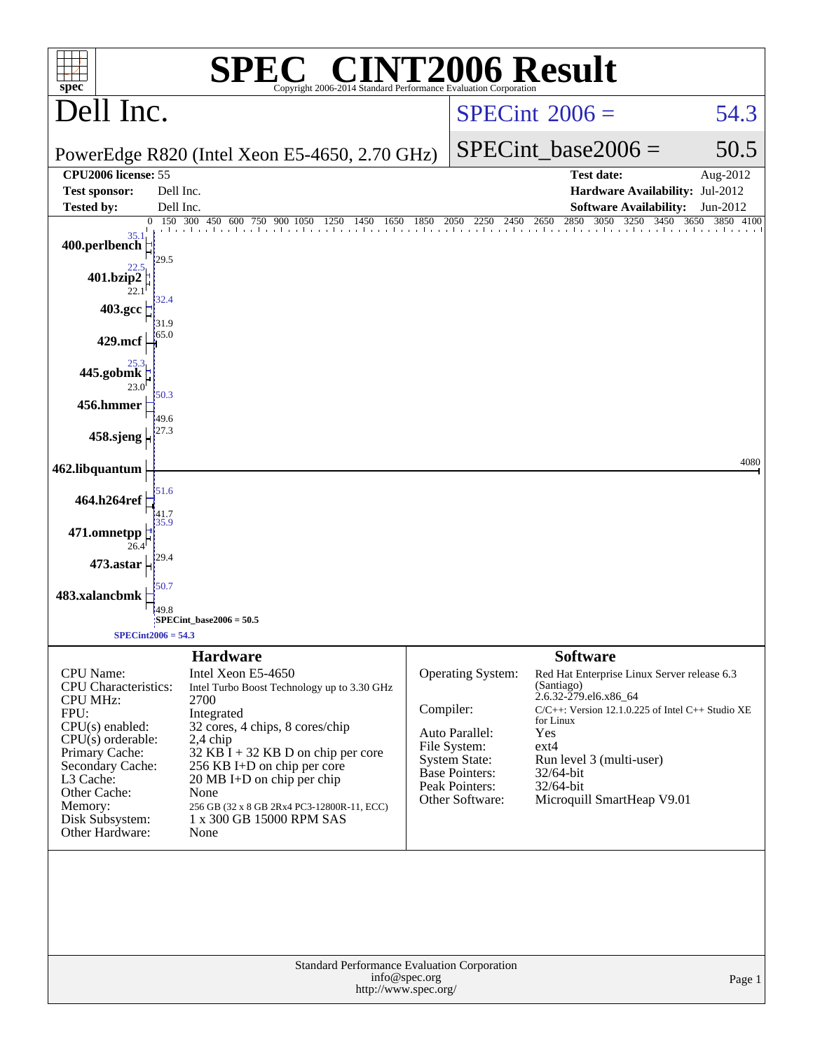# SPEC® CINT2006 Result

Copyright 2006-2014 Standard Performance Evaluation Corporation

## Dell Inc.

PowerEdge R820 (Intel Xeon E5-4650, 2.70 GHz)

SPECint 2006 = 54.3

SPECint_base2006 = 50.5

| | | | |
|---|---|---|---|
| **CPU2006 license:** | 55 | **Test date:** | Aug-2012 |
| **Test sponsor:** | Dell Inc. | **Hardware Availability:** | Jul-2012 |
| **Tested by:** | Dell Inc. | **Software Availability:** | Jun-2012 |

| Benchmark | Peak | Base |
|---|---|---|
| 400.perlbench | 35.1 | 29.5 |
| 401.bzip2 | 22.5 | 22.1 |
| 403.gcc | 32.4 | 31.9 |
| 429.mcf | 65.0 | 65.0 |
| 445.gobmk | 25.3 | 23.0 |
| 456.hmmer | 50.3 | 49.6 |
| 458.sjeng | 27.3 | 27.3 |
| 462.libquantum | 4080 | 4080 |
| 464.h264ref | 51.6 | 41.7 |
| 471.omnetpp | 35.9 | 26.4 |
| 473.astar | 29.4 | 29.4 |
| 483.xalancbmk | 50.7 | 49.8 |

SPECint_base2006 = 50.5

SPECint2006 = 54.3

### Hardware

| | |
|---|---|
| CPU Name: | Intel Xeon E5-4650 |
| CPU Characteristics: | Intel Turbo Boost Technology up to 3.30 GHz |
| CPU MHz: | 2700 |
| FPU: | Integrated |
| CPU(s) enabled: | 32 cores, 4 chips, 8 cores/chip |
| CPU(s) orderable: | 2,4 chip |
| Primary Cache: | 32 KB I + 32 KB D on chip per core |
| Secondary Cache: | 256 KB I+D on chip per core |
| L3 Cache: | 20 MB I+D on chip per chip |
| Other Cache: | None |
| Memory: | 256 GB (32 x 8 GB 2Rx4 PC3-12800R-11, ECC) |
| Disk Subsystem: | 1 x 300 GB 15000 RPM SAS |
| Other Hardware: | None |

### Software

| | |
|---|---|
| Operating System: | Red Hat Enterprise Linux Server release 6.3 (Santiago) 2.6.32-279.el6.x86_64 |
| Compiler: | C/C++: Version 12.1.0.225 of Intel C++ Studio XE for Linux |
| Auto Parallel: | Yes |
| File System: | ext4 |
| System State: | Run level 3 (multi-user) |
| Base Pointers: | 32/64-bit |
| Peak Pointers: | 32/64-bit |
| Other Software: | Microquill SmartHeap V9.01 |

Standard Performance Evaluation Corporation
info@spec.org
http://www.spec.org/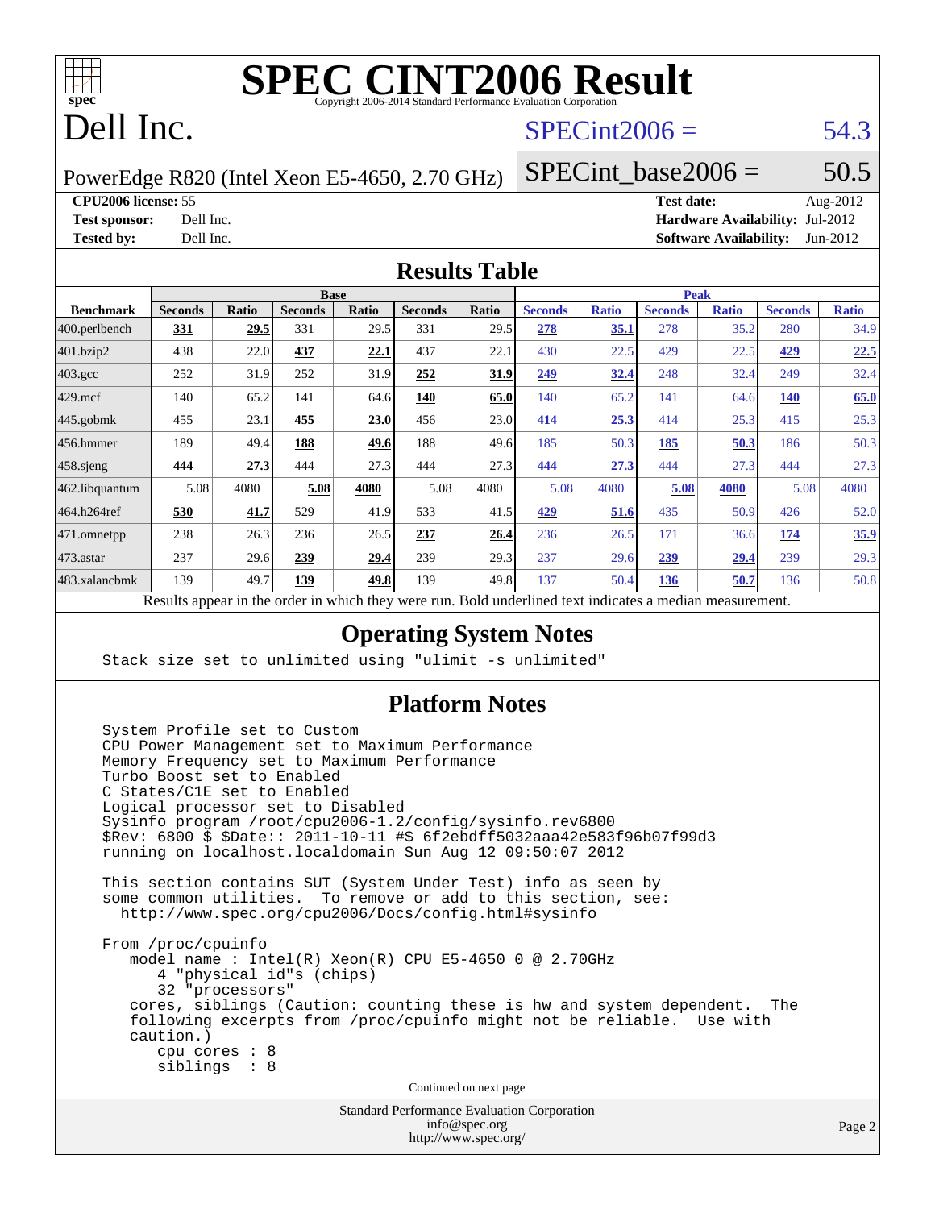# SPEC CINT2006 Result

Copyright 2006-2014 Standard Performance Evaluation Corporation

## Dell Inc.

PowerEdge R820 (Intel Xeon E5-4650, 2.70 GHz)

SPECint2006 = 54.3

SPECint_base2006 = 50.5

**CPU2006 license:** 55
**Test sponsor:** Dell Inc.
**Tested by:** Dell Inc.

**Test date:** Aug-2012
**Hardware Availability:** Jul-2012
**Software Availability:** Jun-2012

## Results Table

| Benchmark | Base | | | | | | Peak | | | | | |
|---|---|---|---|---|---|---|---|---|---|---|---|---|
| | Seconds | Ratio | Seconds | Ratio | Seconds | Ratio | Seconds | Ratio | Seconds | Ratio | Seconds | Ratio |
| 400.perlbench | **331** | **29.5** | 331 | 29.5 | 331 | 29.5 | **278** | **35.1** | 278 | 35.2 | 280 | 34.9 |
| 401.bzip2 | 438 | 22.0 | **437** | **22.1** | 437 | 22.1 | 430 | 22.5 | 429 | 22.5 | **429** | **22.5** |
| 403.gcc | 252 | 31.9 | 252 | 31.9 | **252** | **31.9** | **249** | **32.4** | 248 | 32.4 | 249 | 32.4 |
| 429.mcf | 140 | 65.2 | 141 | 64.6 | **140** | **65.0** | 140 | 65.2 | 141 | 64.6 | **140** | **65.0** |
| 445.gobmk | 455 | 23.1 | **455** | **23.0** | 456 | 23.0 | **414** | **25.3** | 414 | 25.3 | 415 | 25.3 |
| 456.hmmer | 189 | 49.4 | **188** | **49.6** | 188 | 49.6 | 185 | 50.3 | **185** | **50.3** | 186 | 50.3 |
| 458.sjeng | **444** | **27.3** | 444 | 27.3 | 444 | 27.3 | **444** | **27.3** | 444 | 27.3 | 444 | 27.3 |
| 462.libquantum | 5.08 | 4080 | **5.08** | **4080** | 5.08 | 4080 | 5.08 | 4080 | **5.08** | **4080** | 5.08 | 4080 |
| 464.h264ref | **530** | **41.7** | 529 | 41.9 | 533 | 41.5 | **429** | **51.6** | 435 | 50.9 | 426 | 52.0 |
| 471.omnetpp | 238 | 26.3 | 236 | 26.5 | **237** | **26.4** | 236 | 26.5 | 171 | 36.6 | **174** | **35.9** |
| 473.astar | 237 | 29.6 | **239** | **29.4** | 239 | 29.3 | 237 | 29.6 | **239** | **29.4** | 239 | 29.3 |
| 483.xalancbmk | 139 | 49.7 | **139** | **49.8** | 139 | 49.8 | 137 | 50.4 | **136** | **50.7** | 136 | 50.8 |

Results appear in the order in which they were run. Bold underlined text indicates a median measurement.

## Operating System Notes

```
Stack size set to unlimited using "ulimit -s unlimited"
```

## Platform Notes

```
System Profile set to Custom
CPU Power Management set to Maximum Performance
Memory Frequency set to Maximum Performance
Turbo Boost set to Enabled
C States/C1E set to Enabled
Logical processor set to Disabled
Sysinfo program /root/cpu2006-1.2/config/sysinfo.rev6800
$Rev: 6800 $ $Date:: 2011-10-11 #$ 6f2ebdff5032aaa42e583f96b07f99d3
running on localhost.localdomain Sun Aug 12 09:50:07 2012

This section contains SUT (System Under Test) info as seen by
some common utilities.  To remove or add to this section, see:
  http://www.spec.org/cpu2006/Docs/config.html#sysinfo

From /proc/cpuinfo
   model name : Intel(R) Xeon(R) CPU E5-4650 0 @ 2.70GHz
      4 "physical id"s (chips)
      32 "processors"
   cores, siblings (Caution: counting these is hw and system dependent.  The
   following excerpts from /proc/cpuinfo might not be reliable.  Use with
   caution.)
      cpu cores : 8
      siblings  : 8
```

Continued on next page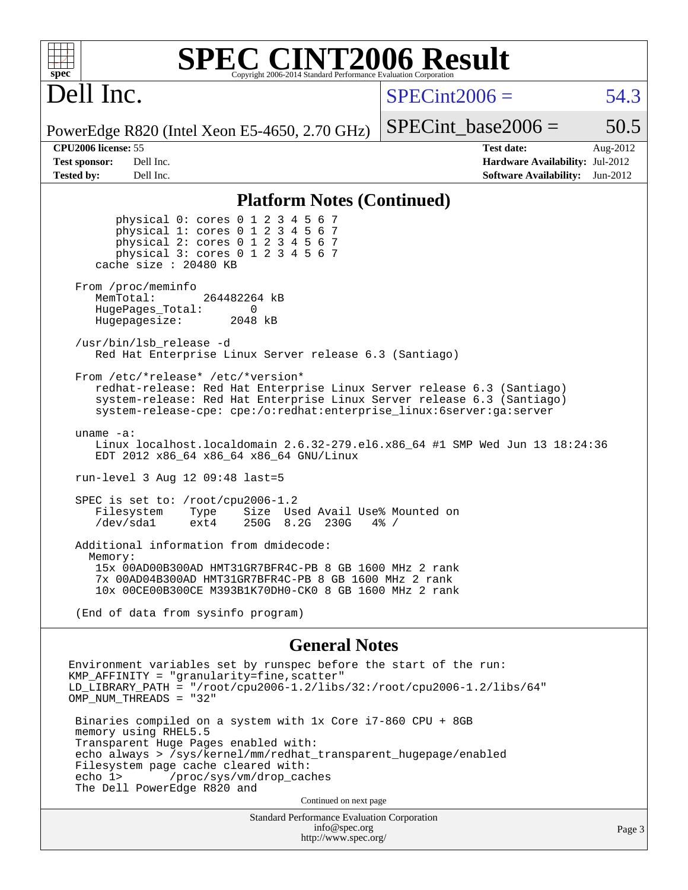# SPEC CINT2006 Result

Copyright 2006-2014 Standard Performance Evaluation Corporation

## Dell Inc.

PowerEdge R820 (Intel Xeon E5-4650, 2.70 GHz)

SPECint2006 = 54.3

SPECint_base2006 = 50.5

| | | | |
|---|---|---|---|
| **CPU2006 license:** | 55 | **Test date:** | Aug-2012 |
| **Test sponsor:** | Dell Inc. | **Hardware Availability:** | Jul-2012 |
| **Tested by:** | Dell Inc. | **Software Availability:** | Jun-2012 |

### Platform Notes (Continued)

```
        physical 0: cores 0 1 2 3 4 5 6 7
        physical 1: cores 0 1 2 3 4 5 6 7
        physical 2: cores 0 1 2 3 4 5 6 7
        physical 3: cores 0 1 2 3 4 5 6 7
     cache size : 20480 KB

  From /proc/meminfo
     MemTotal:       264482264 kB
     HugePages_Total:       0
     Hugepagesize:       2048 kB

  /usr/bin/lsb_release -d
     Red Hat Enterprise Linux Server release 6.3 (Santiago)

  From /etc/*release* /etc/*version*
     redhat-release: Red Hat Enterprise Linux Server release 6.3 (Santiago)
     system-release: Red Hat Enterprise Linux Server release 6.3 (Santiago)
     system-release-cpe: cpe:/o:redhat:enterprise_linux:6server:ga:server

  uname -a:
     Linux localhost.localdomain 2.6.32-279.el6.x86_64 #1 SMP Wed Jun 13 18:24:36
     EDT 2012 x86_64 x86_64 x86_64 GNU/Linux

  run-level 3 Aug 12 09:48 last=5

  SPEC is set to: /root/cpu2006-1.2
     Filesystem    Type    Size  Used Avail Use% Mounted on
     /dev/sda1     ext4    250G  8.2G  230G   4% /

  Additional information from dmidecode:
    Memory:
     15x 00AD00B300AD HMT31GR7BFR4C-PB 8 GB 1600 MHz 2 rank
     7x 00AD04B300AD HMT31GR7BFR4C-PB 8 GB 1600 MHz 2 rank
     10x 00CE00B300CE M393B1K70DH0-CK0 8 GB 1600 MHz 2 rank

  (End of data from sysinfo program)
```

### General Notes

```
 Environment variables set by runspec before the start of the run:
 KMP_AFFINITY = "granularity=fine,scatter"
 LD_LIBRARY_PATH = "/root/cpu2006-1.2/libs/32:/root/cpu2006-1.2/libs/64"
 OMP_NUM_THREADS = "32"

  Binaries compiled on a system with 1x Core i7-860 CPU + 8GB
  memory using RHEL5.5
  Transparent Huge Pages enabled with:
  echo always > /sys/kernel/mm/redhat_transparent_hugepage/enabled
  Filesystem page cache cleared with:
  echo 1>       /proc/sys/vm/drop_caches
  The Dell PowerEdge R820 and
```

Continued on next page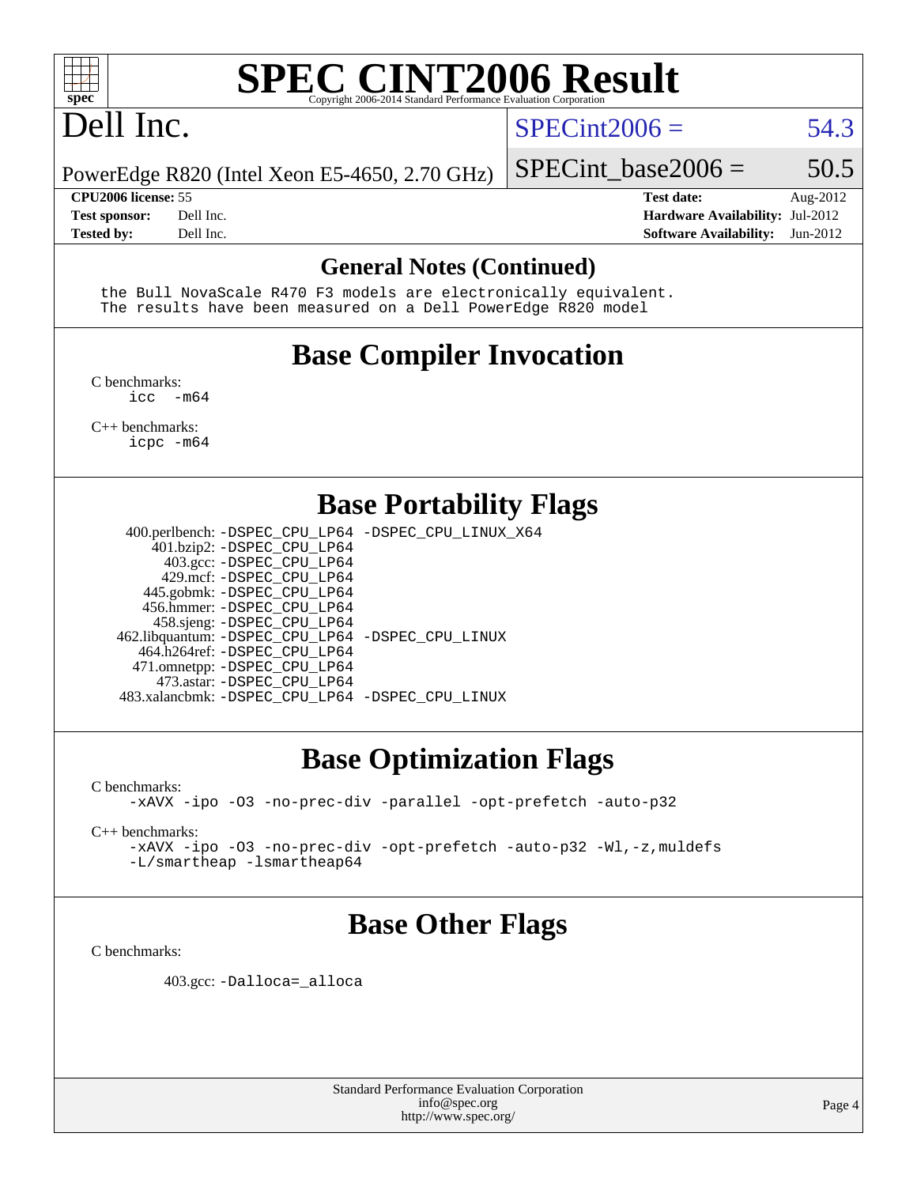# SPEC CINT2006 Result

## Dell Inc.

PowerEdge R820 (Intel Xeon E5-4650, 2.70 GHz)

SPECint2006 = 54.3

SPECint_base2006 = 50.5

**CPU2006 license:** 55
**Test sponsor:** Dell Inc.
**Tested by:** Dell Inc.

**Test date:** Aug-2012
**Hardware Availability:** Jul-2012
**Software Availability:** Jun-2012

## General Notes (Continued)

```
the Bull NovaScale R470 F3 models are electronically equivalent.
The results have been measured on a Dell PowerEdge R820 model
```

## Base Compiler Invocation

C benchmarks:
```
icc  -m64
```

C++ benchmarks:
```
icpc -m64
```

## Base Portability Flags

```
  400.perlbench: -DSPEC_CPU_LP64 -DSPEC_CPU_LINUX_X64
      401.bzip2: -DSPEC_CPU_LP64
        403.gcc: -DSPEC_CPU_LP64
        429.mcf: -DSPEC_CPU_LP64
      445.gobmk: -DSPEC_CPU_LP64
      456.hmmer: -DSPEC_CPU_LP64
      458.sjeng: -DSPEC_CPU_LP64
 462.libquantum: -DSPEC_CPU_LP64 -DSPEC_CPU_LINUX
    464.h264ref: -DSPEC_CPU_LP64
    471.omnetpp: -DSPEC_CPU_LP64
      473.astar: -DSPEC_CPU_LP64
 483.xalancbmk: -DSPEC_CPU_LP64 -DSPEC_CPU_LINUX
```

## Base Optimization Flags

C benchmarks:
```
-xAVX -ipo -O3 -no-prec-div -parallel -opt-prefetch -auto-p32
```

C++ benchmarks:
```
-xAVX -ipo -O3 -no-prec-div -opt-prefetch -auto-p32 -Wl,-z,muldefs
-L/smartheap -lsmartheap64
```

## Base Other Flags

C benchmarks:

```
403.gcc: -Dalloca=_alloca
```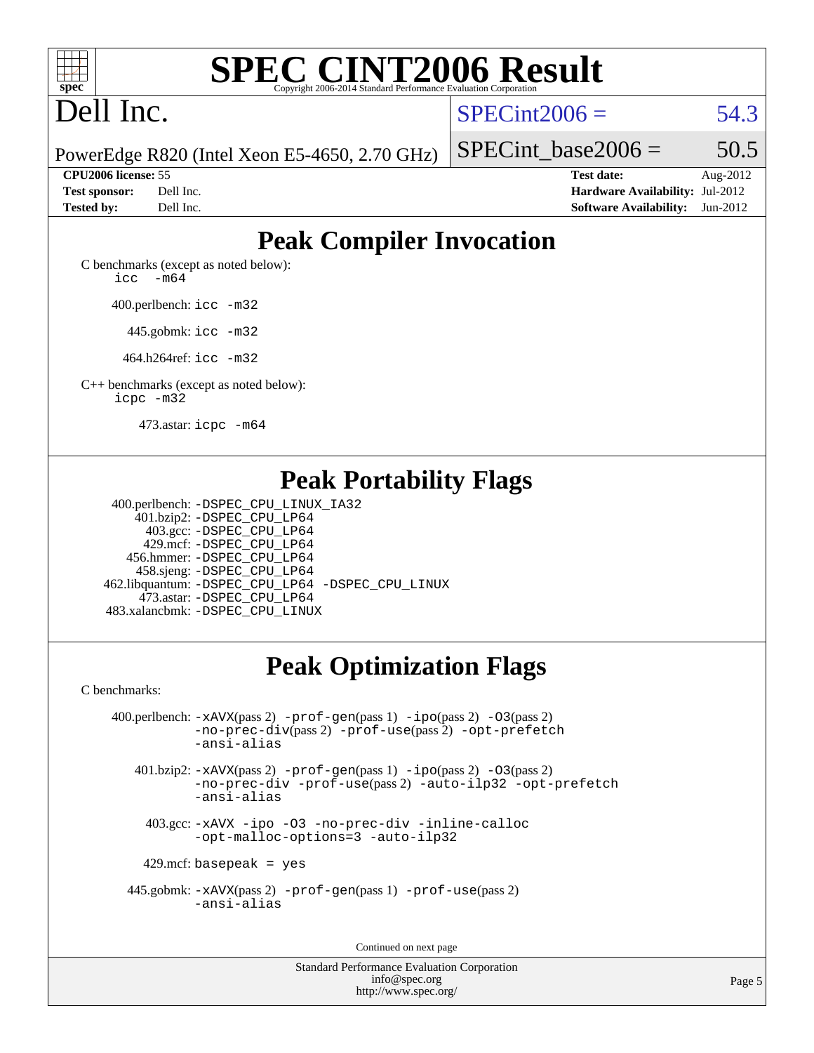# SPEC CINT2006 Result

Copyright 2006-2014 Standard Performance Evaluation Corporation

# Dell Inc.

PowerEdge R820 (Intel Xeon E5-4650, 2.70 GHz)

SPECint2006 = 54.3

SPECint_base2006 = 50.5

| | | | |
|---|---|---|---|
| **CPU2006 license:** 55 | | **Test date:** | Aug-2012 |
| **Test sponsor:** | Dell Inc. | **Hardware Availability:** | Jul-2012 |
| **Tested by:** | Dell Inc. | **Software Availability:** | Jun-2012 |

## Peak Compiler Invocation

C benchmarks (except as noted below):
`icc -m64`

400.perlbench: `icc -m32`

445.gobmk: `icc -m32`

464.h264ref: `icc -m32`

C++ benchmarks (except as noted below):
`icpc -m32`

473.astar: `icpc -m64`

## Peak Portability Flags

400.perlbench: `-DSPEC_CPU_LINUX_IA32`
401.bzip2: `-DSPEC_CPU_LP64`
403.gcc: `-DSPEC_CPU_LP64`
429.mcf: `-DSPEC_CPU_LP64`
456.hmmer: `-DSPEC_CPU_LP64`
458.sjeng: `-DSPEC_CPU_LP64`
462.libquantum: `-DSPEC_CPU_LP64 -DSPEC_CPU_LINUX`
473.astar: `-DSPEC_CPU_LP64`
483.xalancbmk: `-DSPEC_CPU_LINUX`

## Peak Optimization Flags

C benchmarks:

400.perlbench: `-xAVX`(pass 2) `-prof-gen`(pass 1) `-ipo`(pass 2) `-O3`(pass 2) `-no-prec-div`(pass 2) `-prof-use`(pass 2) `-opt-prefetch` `-ansi-alias`

401.bzip2: `-xAVX`(pass 2) `-prof-gen`(pass 1) `-ipo`(pass 2) `-O3`(pass 2) `-no-prec-div` `-prof-use`(pass 2) `-auto-ilp32` `-opt-prefetch` `-ansi-alias`

403.gcc: `-xAVX -ipo -O3 -no-prec-div -inline-calloc -opt-malloc-options=3 -auto-ilp32`

429.mcf: `basepeak = yes`

445.gobmk: `-xAVX`(pass 2) `-prof-gen`(pass 1) `-prof-use`(pass 2) `-ansi-alias`

Continued on next page

Standard Performance Evaluation Corporation
info@spec.org
http://www.spec.org/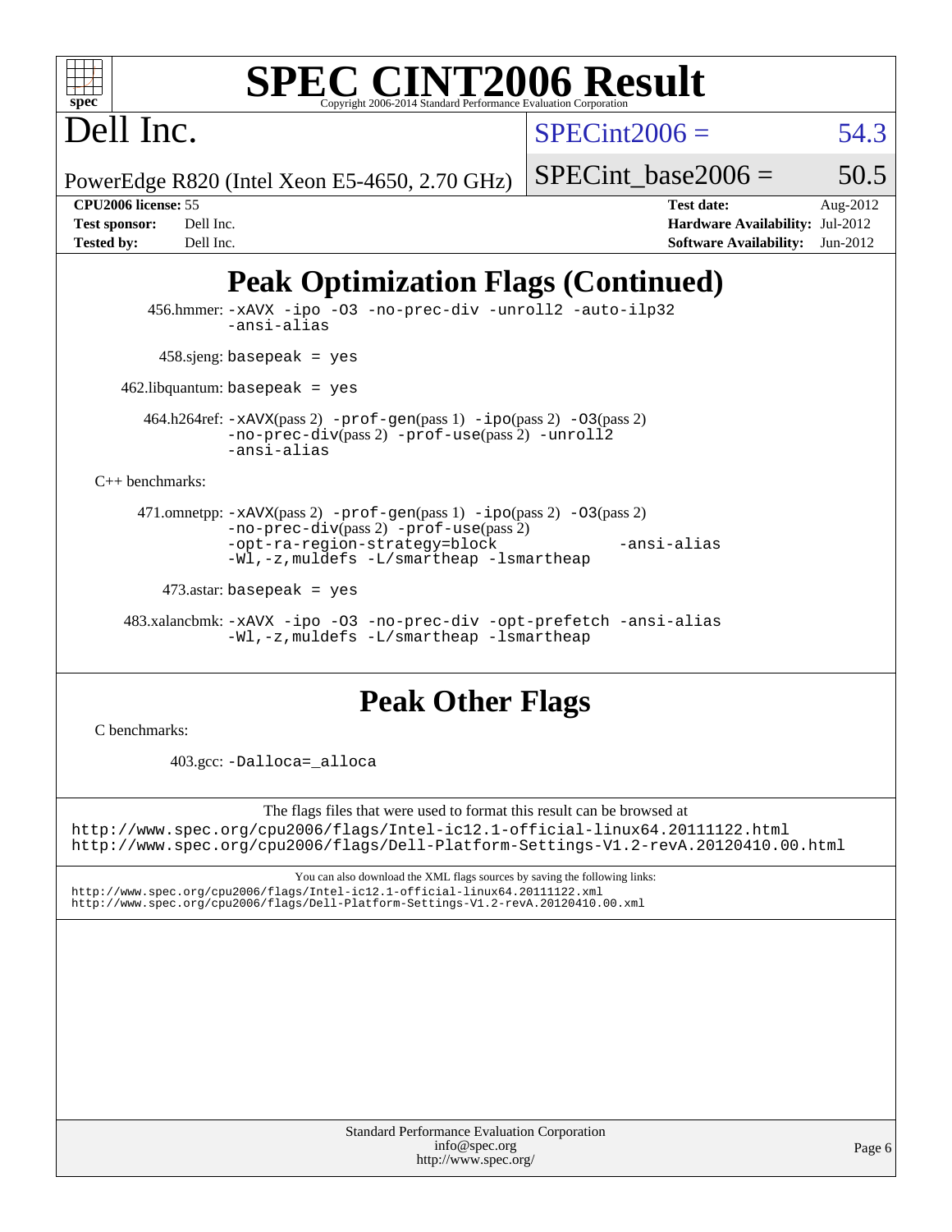# SPEC CINT2006 Result

Copyright 2006-2014 Standard Performance Evaluation Corporation

## Dell Inc.

PowerEdge R820 (Intel Xeon E5-4650, 2.70 GHz)

SPECint2006 = 54.3

SPECint_base2006 = 50.5

| | | | |
|---|---|---|---|
| **CPU2006 license:** | 55 | **Test date:** | Aug-2012 |
| **Test sponsor:** | Dell Inc. | **Hardware Availability:** | Jul-2012 |
| **Tested by:** | Dell Inc. | **Software Availability:** | Jun-2012 |

## Peak Optimization Flags (Continued)

456.hmmer: -xAVX -ipo -O3 -no-prec-div -unroll2 -auto-ilp32 -ansi-alias

458.sjeng: basepeak = yes

462.libquantum: basepeak = yes

464.h264ref: -xAVX(pass 2) -prof-gen(pass 1) -ipo(pass 2) -O3(pass 2) -no-prec-div(pass 2) -prof-use(pass 2) -unroll2 -ansi-alias

C++ benchmarks:

471.omnetpp: -xAVX(pass 2) -prof-gen(pass 1) -ipo(pass 2) -O3(pass 2) -no-prec-div(pass 2) -prof-use(pass 2) -opt-ra-region-strategy=block -ansi-alias -Wl,-z,muldefs -L/smartheap -lsmartheap

473.astar: basepeak = yes

483.xalancbmk: -xAVX -ipo -O3 -no-prec-div -opt-prefetch -ansi-alias -Wl,-z,muldefs -L/smartheap -lsmartheap

## Peak Other Flags

C benchmarks:

403.gcc: -Dalloca=_alloca

The flags files that were used to format this result can be browsed at
http://www.spec.org/cpu2006/flags/Intel-ic12.1-official-linux64.20111122.html
http://www.spec.org/cpu2006/flags/Dell-Platform-Settings-V1.2-revA.20120410.00.html

You can also download the XML flags sources by saving the following links:
http://www.spec.org/cpu2006/flags/Intel-ic12.1-official-linux64.20111122.xml
http://www.spec.org/cpu2006/flags/Dell-Platform-Settings-V1.2-revA.20120410.00.xml

Standard Performance Evaluation Corporation
info@spec.org
http://www.spec.org/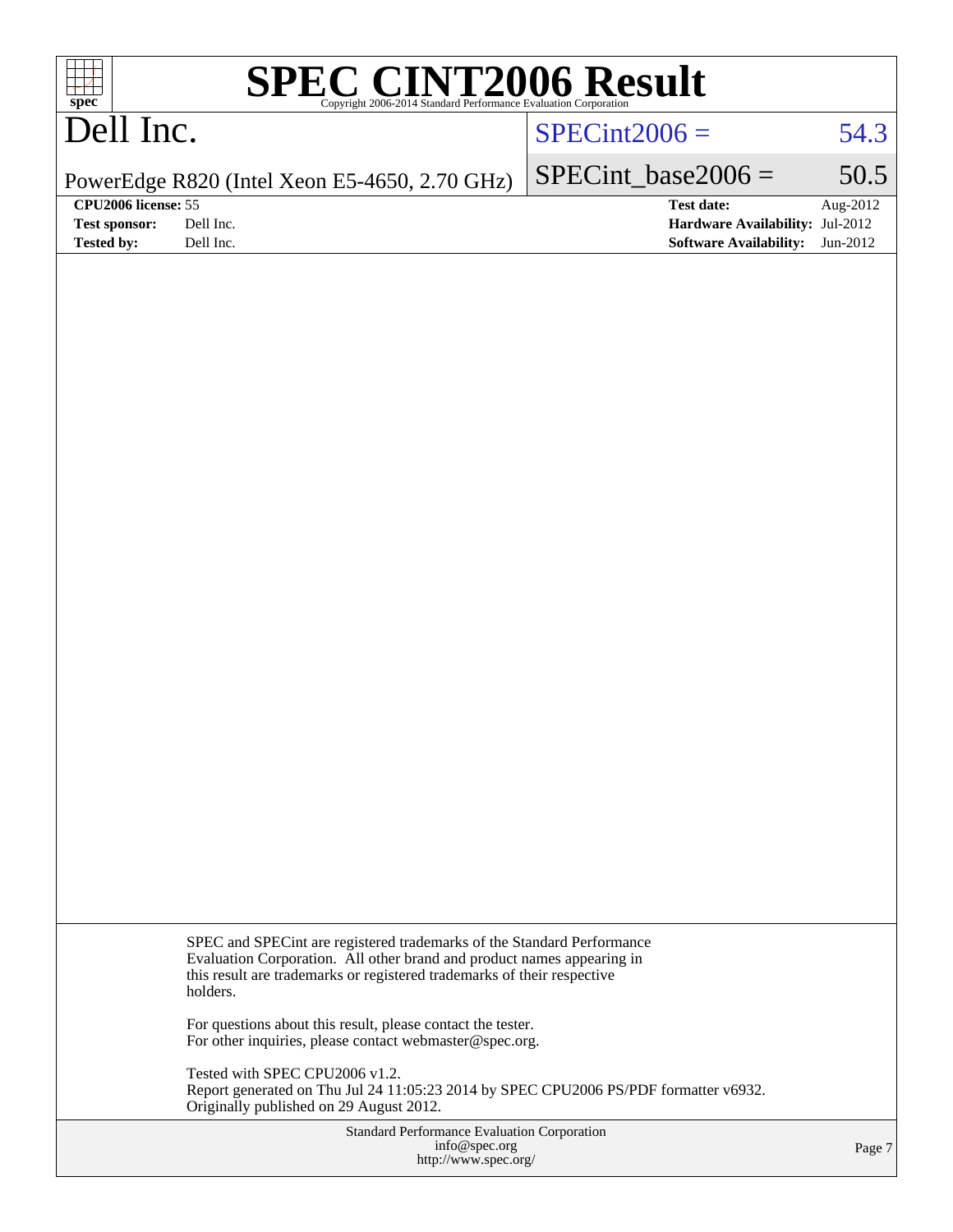# SPEC CINT2006 Result

Copyright 2006-2014 Standard Performance Evaluation Corporation

Dell Inc.

PowerEdge R820 (Intel Xeon E5-4650, 2.70 GHz)

SPECint2006 = 54.3

SPECint_base2006 = 50.5

| | | | |
|---|---|---|---|
| **CPU2006 license:** 55 | | **Test date:** | Aug-2012 |
| **Test sponsor:** | Dell Inc. | **Hardware Availability:** | Jul-2012 |
| **Tested by:** | Dell Inc. | **Software Availability:** | Jun-2012 |

SPEC and SPECint are registered trademarks of the Standard Performance Evaluation Corporation. All other brand and product names appearing in this result are trademarks or registered trademarks of their respective holders.

For questions about this result, please contact the tester.
For other inquiries, please contact webmaster@spec.org.

Tested with SPEC CPU2006 v1.2.
Report generated on Thu Jul 24 11:05:23 2014 by SPEC CPU2006 PS/PDF formatter v6932.
Originally published on 29 August 2012.